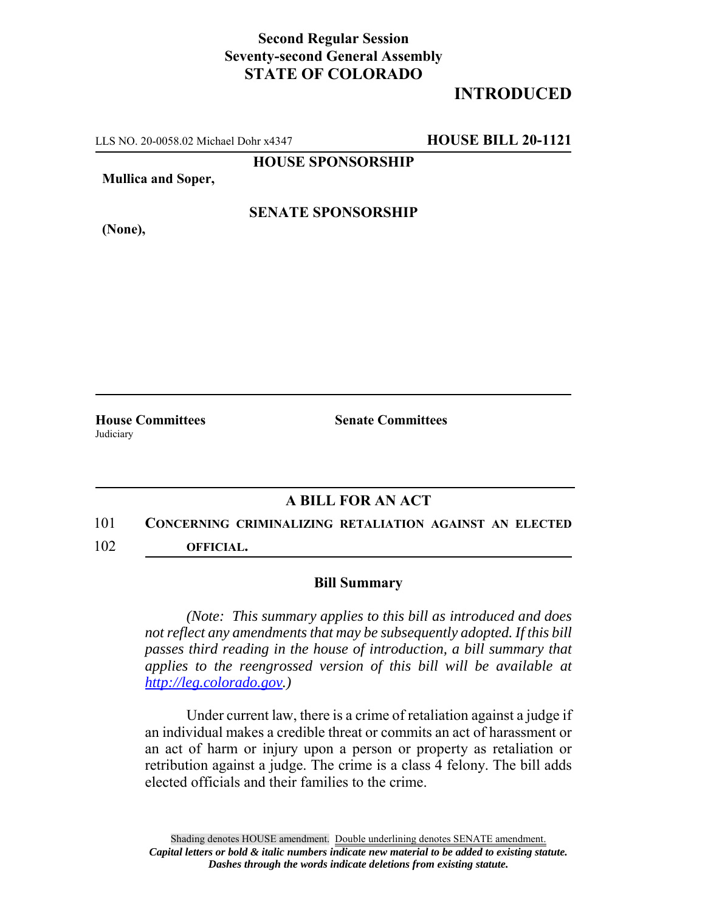**Second Regular Session**
**Seventy-second General Assembly**
**STATE OF COLORADO**

# INTRODUCED

LLS NO. 20-0058.02 Michael Dohr x4347 **HOUSE BILL 20-1121**

**HOUSE SPONSORSHIP**

**Mullica and Soper,**

**SENATE SPONSORSHIP**

**(None),**

**House Committees**
Judiciary

**Senate Committees**

## A BILL FOR AN ACT

101 **CONCERNING CRIMINALIZING RETALIATION AGAINST AN ELECTED**
102 **OFFICIAL.**

### Bill Summary

*(Note: This summary applies to this bill as introduced and does not reflect any amendments that may be subsequently adopted. If this bill passes third reading in the house of introduction, a bill summary that applies to the reengrossed version of this bill will be available at [http://leg.colorado.gov](http://leg.colorado.gov).)*

Under current law, there is a crime of retaliation against a judge if an individual makes a credible threat or commits an act of harassment or an act of harm or injury upon a person or property as retaliation or retribution against a judge. The crime is a class 4 felony. The bill adds elected officials and their families to the crime.

Shading denotes HOUSE amendment. Double underlining denotes SENATE amendment.
***Capital letters or bold & italic numbers indicate new material to be added to existing statute.***
***Dashes through the words indicate deletions from existing statute.***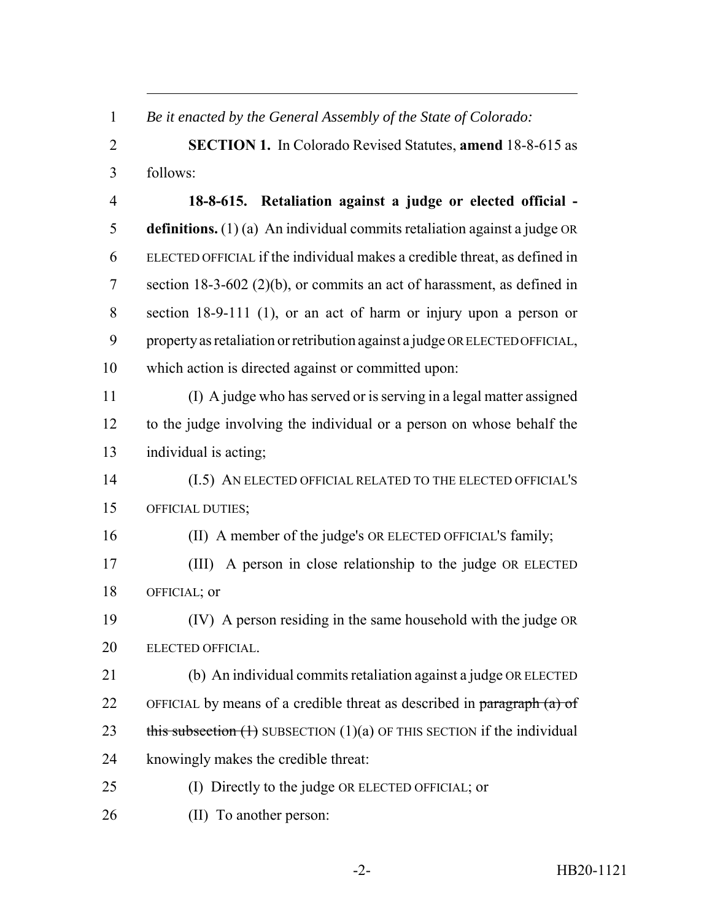*Be it enacted by the General Assembly of the State of Colorado:*

**SECTION 1.** In Colorado Revised Statutes, **amend** 18-8-615 as follows:

**18-8-615. Retaliation against a judge or elected official - definitions.** (1) (a) An individual commits retaliation against a judge OR ELECTED OFFICIAL if the individual makes a credible threat, as defined in section 18-3-602 (2)(b), or commits an act of harassment, as defined in section 18-9-111 (1), or an act of harm or injury upon a person or property as retaliation or retribution against a judge OR ELECTED OFFICIAL, which action is directed against or committed upon:

(I) A judge who has served or is serving in a legal matter assigned to the judge involving the individual or a person on whose behalf the individual is acting;

(I.5) AN ELECTED OFFICIAL RELATED TO THE ELECTED OFFICIAL'S OFFICIAL DUTIES;

(II) A member of the judge's OR ELECTED OFFICIAL'S family;

(III) A person in close relationship to the judge OR ELECTED OFFICIAL; or

(IV) A person residing in the same household with the judge OR ELECTED OFFICIAL.

(b) An individual commits retaliation against a judge OR ELECTED OFFICIAL by means of a credible threat as described in ~~paragraph (a) of this subsection (1)~~ SUBSECTION (1)(a) OF THIS SECTION if the individual knowingly makes the credible threat:

(I) Directly to the judge OR ELECTED OFFICIAL; or

(II) To another person: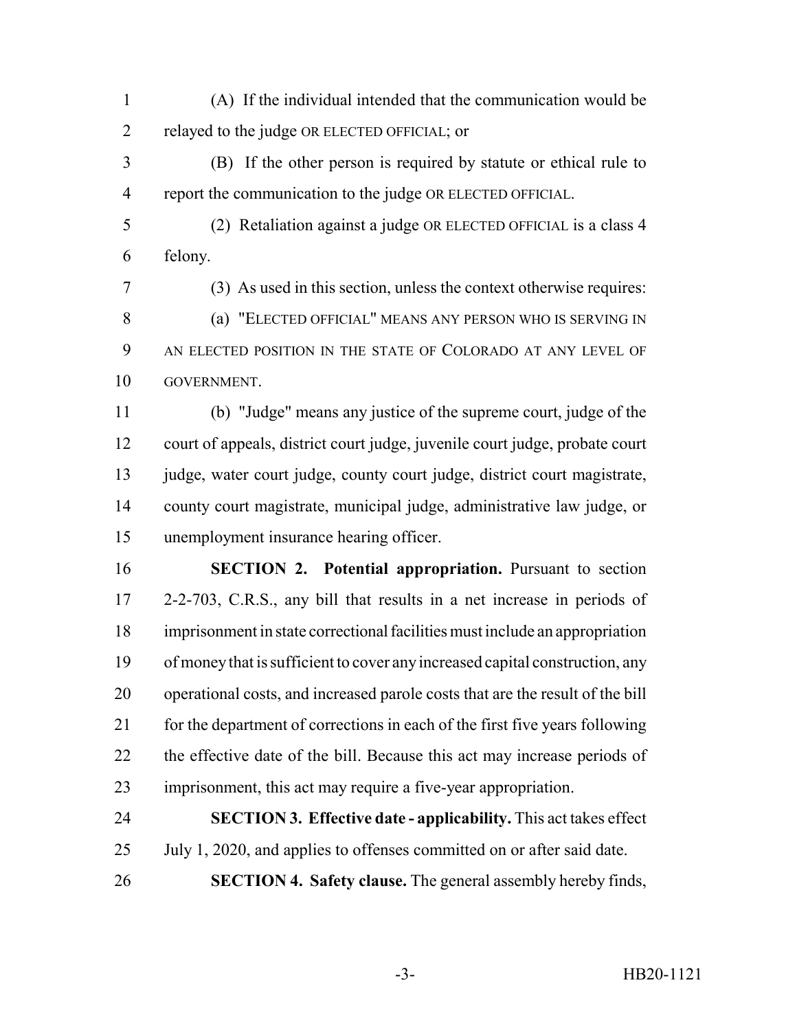(A) If the individual intended that the communication would be relayed to the judge OR ELECTED OFFICIAL; or

(B) If the other person is required by statute or ethical rule to report the communication to the judge OR ELECTED OFFICIAL.

(2) Retaliation against a judge OR ELECTED OFFICIAL is a class 4 felony.

(3) As used in this section, unless the context otherwise requires:

(a) "ELECTED OFFICIAL" MEANS ANY PERSON WHO IS SERVING IN AN ELECTED POSITION IN THE STATE OF COLORADO AT ANY LEVEL OF GOVERNMENT.

(b) "Judge" means any justice of the supreme court, judge of the court of appeals, district court judge, juvenile court judge, probate court judge, water court judge, county court judge, district court magistrate, county court magistrate, municipal judge, administrative law judge, or unemployment insurance hearing officer.

**SECTION 2. Potential appropriation.** Pursuant to section 2-2-703, C.R.S., any bill that results in a net increase in periods of imprisonment in state correctional facilities must include an appropriation of money that is sufficient to cover any increased capital construction, any operational costs, and increased parole costs that are the result of the bill for the department of corrections in each of the first five years following the effective date of the bill. Because this act may increase periods of imprisonment, this act may require a five-year appropriation.

**SECTION 3. Effective date - applicability.** This act takes effect July 1, 2020, and applies to offenses committed on or after said date.

**SECTION 4. Safety clause.** The general assembly hereby finds,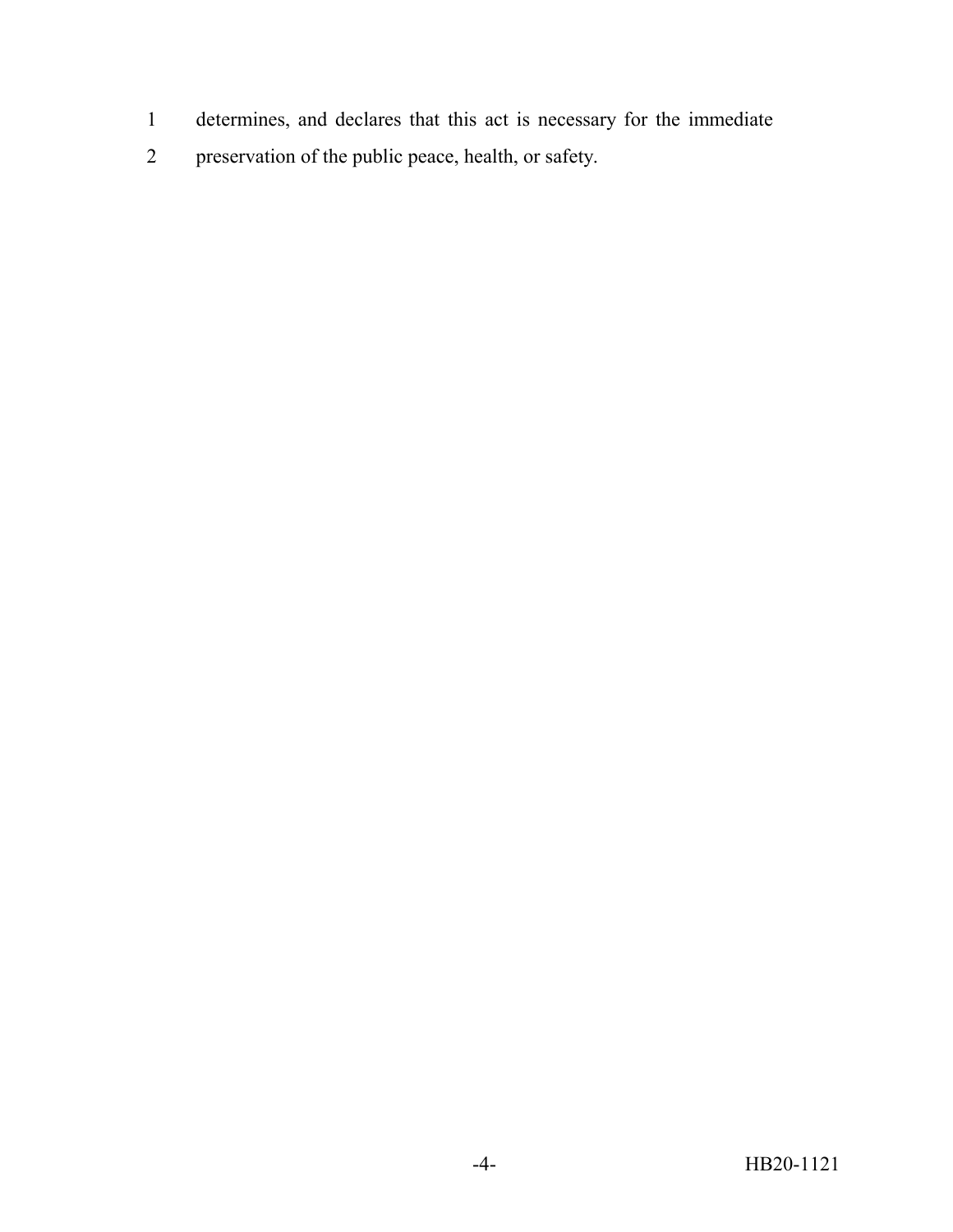determines, and declares that this act is necessary for the immediate preservation of the public peace, health, or safety.